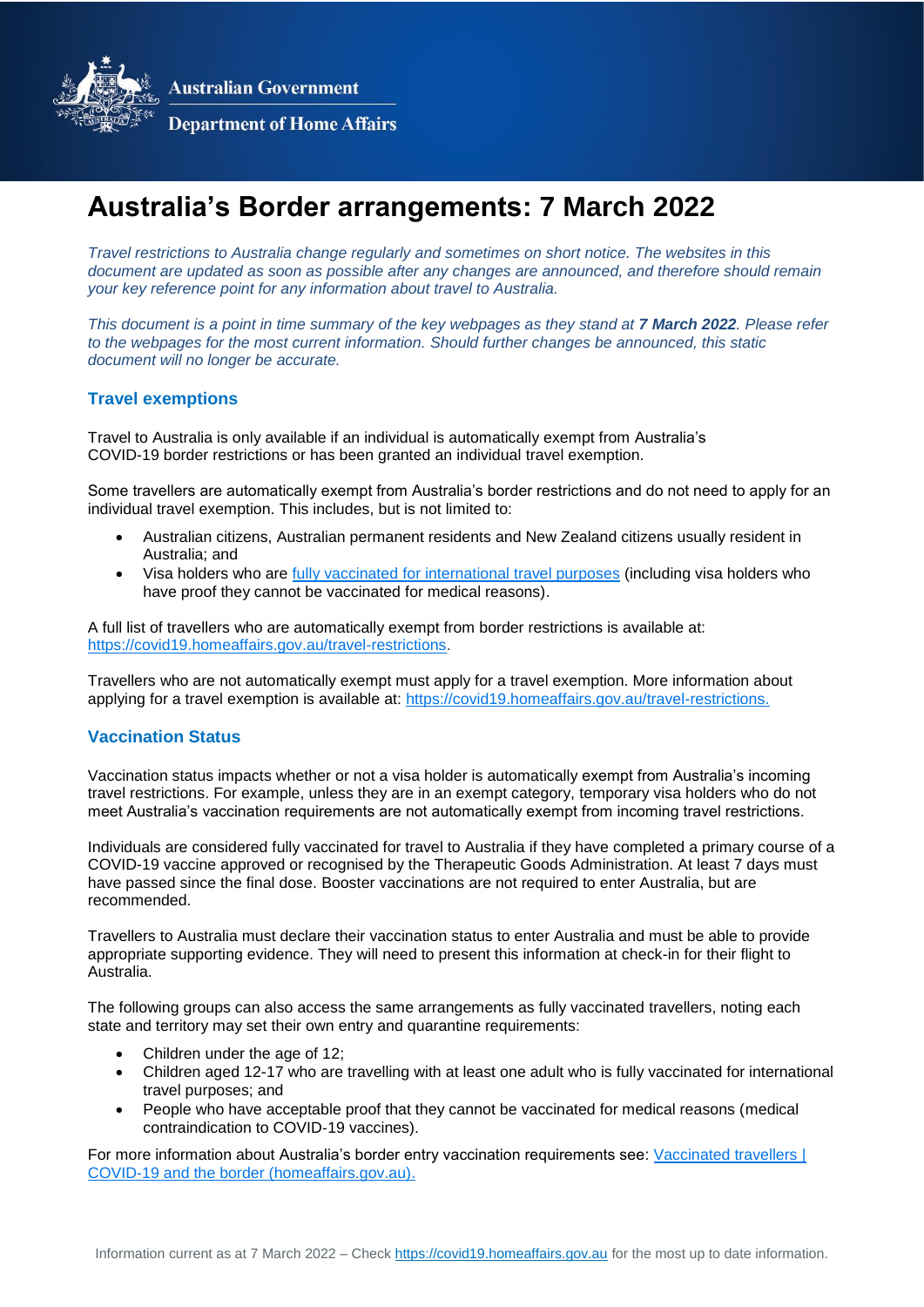Australian Government
Department of Home Affairs

# Australia's Border arrangements: 7 March 2022

*Travel restrictions to Australia change regularly and sometimes on short notice. The websites in this document are updated as soon as possible after any changes are announced, and therefore should remain your key reference point for any information about travel to Australia.*

*This document is a point in time summary of the key webpages as they stand at **7 March 2022**. Please refer to the webpages for the most current information. Should further changes be announced, this static document will no longer be accurate.*

## Travel exemptions

Travel to Australia is only available if an individual is automatically exempt from Australia's COVID-19 border restrictions or has been granted an individual travel exemption.

Some travellers are automatically exempt from Australia's border restrictions and do not need to apply for an individual travel exemption. This includes, but is not limited to:

- Australian citizens, Australian permanent residents and New Zealand citizens usually resident in Australia; and
- Visa holders who are [fully vaccinated for international travel purposes]() (including visa holders who have proof they cannot be vaccinated for medical reasons).

A full list of travellers who are automatically exempt from border restrictions is available at: [https://covid19.homeaffairs.gov.au/travel-restrictions](https://covid19.homeaffairs.gov.au/travel-restrictions).

Travellers who are not automatically exempt must apply for a travel exemption. More information about applying for a travel exemption is available at: [https://covid19.homeaffairs.gov.au/travel-restrictions.](https://covid19.homeaffairs.gov.au/travel-restrictions)

## Vaccination Status

Vaccination status impacts whether or not a visa holder is automatically exempt from Australia's incoming travel restrictions. For example, unless they are in an exempt category, temporary visa holders who do not meet Australia's vaccination requirements are not automatically exempt from incoming travel restrictions.

Individuals are considered fully vaccinated for travel to Australia if they have completed a primary course of a COVID-19 vaccine approved or recognised by the Therapeutic Goods Administration. At least 7 days must have passed since the final dose. Booster vaccinations are not required to enter Australia, but are recommended.

Travellers to Australia must declare their vaccination status to enter Australia and must be able to provide appropriate supporting evidence. They will need to present this information at check-in for their flight to Australia.

The following groups can also access the same arrangements as fully vaccinated travellers, noting each state and territory may set their own entry and quarantine requirements:

- Children under the age of 12;
- Children aged 12-17 who are travelling with at least one adult who is fully vaccinated for international travel purposes; and
- People who have acceptable proof that they cannot be vaccinated for medical reasons (medical contraindication to COVID-19 vaccines).

For more information about Australia's border entry vaccination requirements see: [Vaccinated travellers | COVID-19 and the border (homeaffairs.gov.au).]()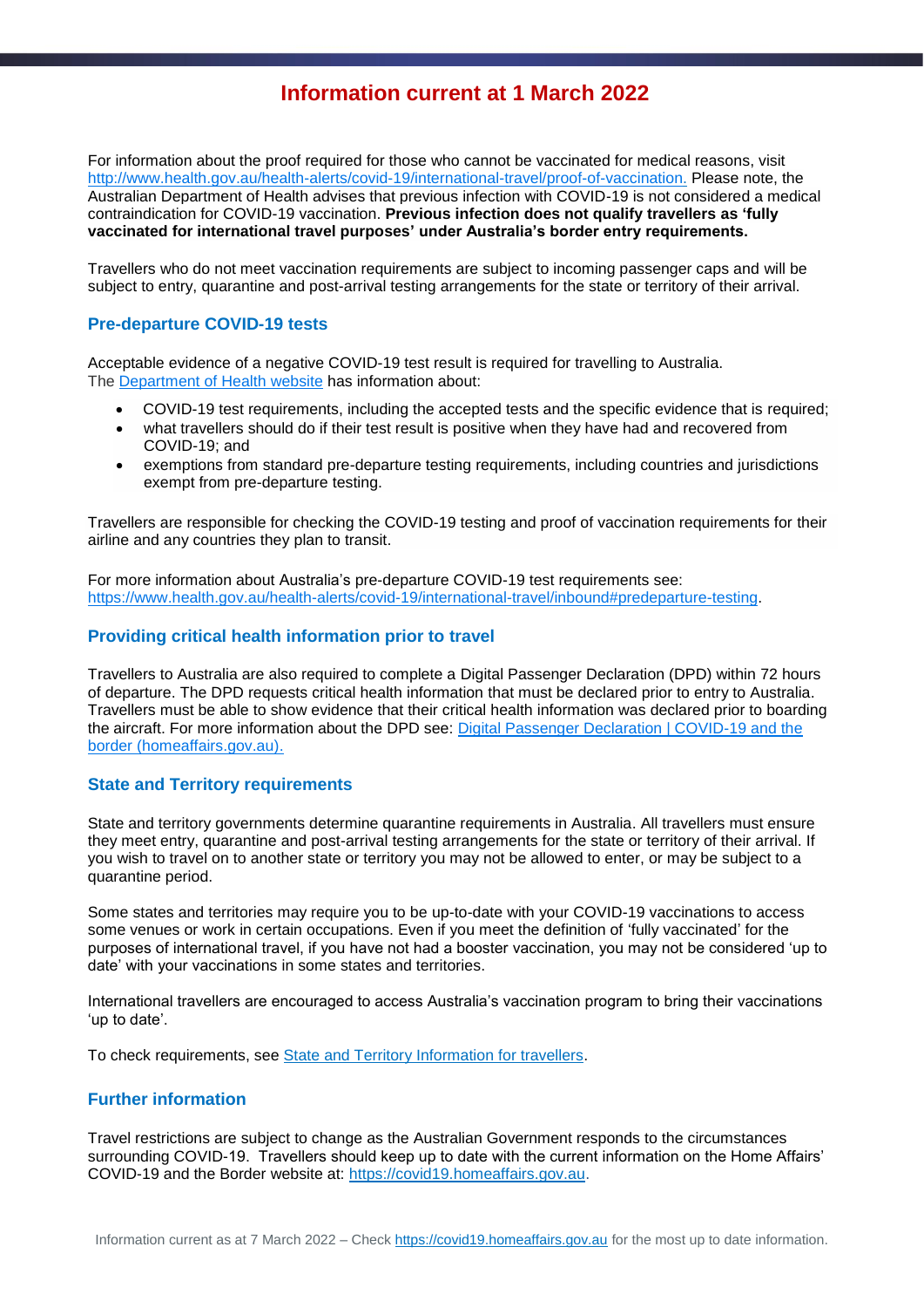# Information current at 1 March 2022

For information about the proof required for those who cannot be vaccinated for medical reasons, visit [http://www.health.gov.au/health-alerts/covid-19/international-travel/proof-of-vaccination.](http://www.health.gov.au/health-alerts/covid-19/international-travel/proof-of-vaccination) Please note, the Australian Department of Health advises that previous infection with COVID-19 is not considered a medical contraindication for COVID-19 vaccination. **Previous infection does not qualify travellers as 'fully vaccinated for international travel purposes' under Australia's border entry requirements.**

Travellers who do not meet vaccination requirements are subject to incoming passenger caps and will be subject to entry, quarantine and post-arrival testing arrangements for the state or territory of their arrival.

## Pre-departure COVID-19 tests

Acceptable evidence of a negative COVID-19 test result is required for travelling to Australia. The Department of Health website has information about:

- COVID-19 test requirements, including the accepted tests and the specific evidence that is required;
- what travellers should do if their test result is positive when they have had and recovered from COVID-19; and
- exemptions from standard pre-departure testing requirements, including countries and jurisdictions exempt from pre-departure testing.

Travellers are responsible for checking the COVID-19 testing and proof of vaccination requirements for their airline and any countries they plan to transit.

For more information about Australia's pre-departure COVID-19 test requirements see: [https://www.health.gov.au/health-alerts/covid-19/international-travel/inbound#predeparture-testing](https://www.health.gov.au/health-alerts/covid-19/international-travel/inbound#predeparture-testing).

## Providing critical health information prior to travel

Travellers to Australia are also required to complete a Digital Passenger Declaration (DPD) within 72 hours of departure. The DPD requests critical health information that must be declared prior to entry to Australia. Travellers must be able to show evidence that their critical health information was declared prior to boarding the aircraft. For more information about the DPD see: Digital Passenger Declaration | COVID-19 and the border (homeaffairs.gov.au).

## State and Territory requirements

State and territory governments determine quarantine requirements in Australia. All travellers must ensure they meet entry, quarantine and post-arrival testing arrangements for the state or territory of their arrival. If you wish to travel on to another state or territory you may not be allowed to enter, or may be subject to a quarantine period.

Some states and territories may require you to be up-to-date with your COVID-19 vaccinations to access some venues or work in certain occupations. Even if you meet the definition of 'fully vaccinated' for the purposes of international travel, if you have not had a booster vaccination, you may not be considered 'up to date' with your vaccinations in some states and territories.

International travellers are encouraged to access Australia's vaccination program to bring their vaccinations 'up to date'.

To check requirements, see State and Territory Information for travellers.

## Further information

Travel restrictions are subject to change as the Australian Government responds to the circumstances surrounding COVID-19. Travellers should keep up to date with the current information on the Home Affairs' COVID-19 and the Border website at: [https://covid19.homeaffairs.gov.au](https://covid19.homeaffairs.gov.au).

Information current as at 7 March 2022 – Check [https://covid19.homeaffairs.gov.au](https://covid19.homeaffairs.gov.au) for the most up to date information.